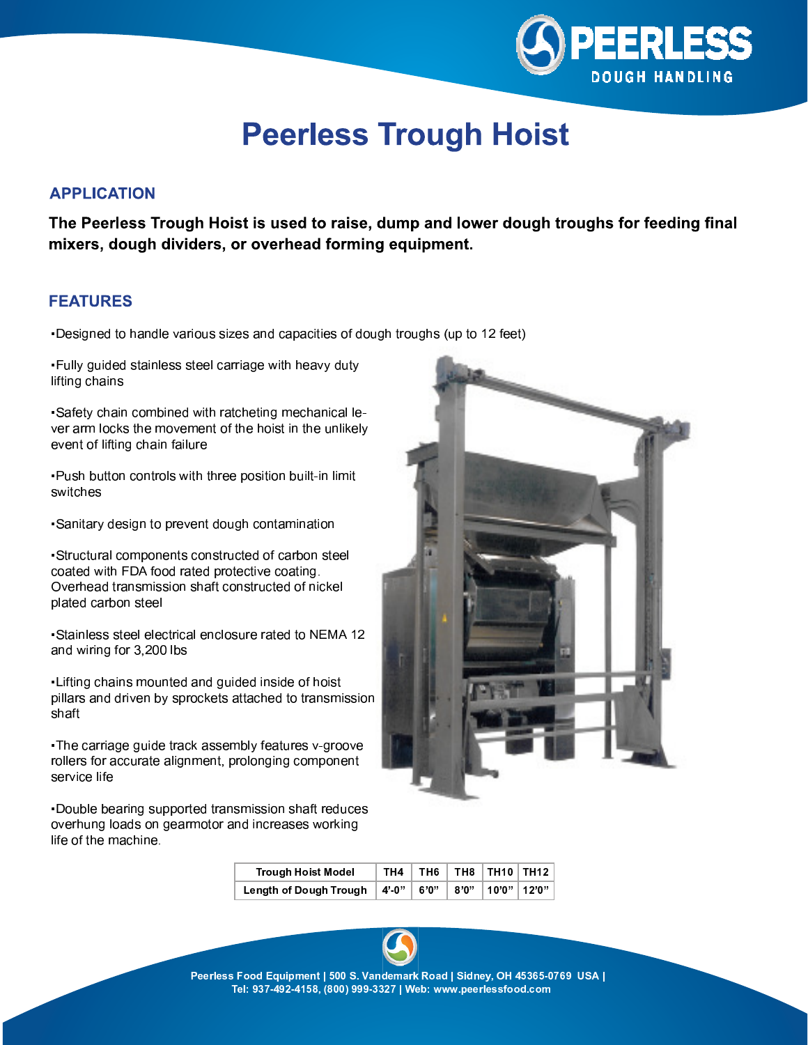# Peerless Trough Hoist

## APPLICATION

**The Peerless Trough Hoist is used to raise, dump and lower dough troughs for feeding final mixers, dough dividers, or overhead forming equipment.**

## FEATURES

- Designed to handle various sizes and capacities of dough troughs (up to 12 feet)
- Fully guided stainless steel carriage with heavy duty lifting chains
- Safety chain combined with ratcheting mechanical lever arm locks the movement of the hoist in the unlikely event of lifting chain failure
- Push button controls with three position built-in limit switches
- Sanitary design to prevent dough contamination
- Structural components constructed of carbon steel coated with FDA food rated protective coating. Overhead transmission shaft constructed of nickel plated carbon steel
- Stainless steel electrical enclosure rated to NEMA 12 and wiring for 3,200 lbs
- Lifting chains mounted and guided inside of hoist pillars and driven by sprockets attached to transmission shaft
- The carriage guide track assembly features v-groove rollers for accurate alignment, prolonging component service life
- Double bearing supported transmission shaft reduces overhung loads on gearmotor and increases working life of the machine.

| Trough Hoist Model | TH4 | TH6 | TH8 | TH10 | TH12 |
|---|---|---|---|---|---|
| Length of Dough Trough | 4'-0" | 6'0" | 8'0" | 10'0" | 12'0" |

Peerless Food Equipment | 500 S. Vandemark Road | Sidney, OH 45365-0769 USA |
Tel: 937-492-4158, (800) 999-3327 | Web: www.peerlessfood.com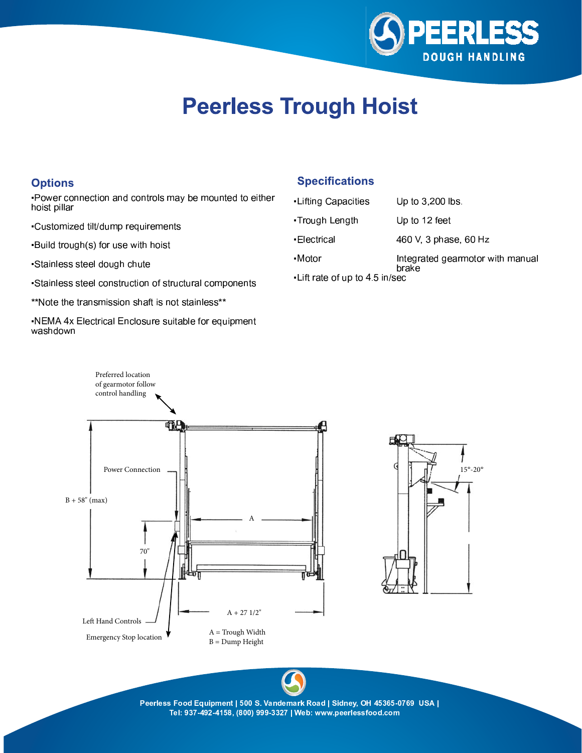# Peerless Trough Hoist

## Options

- Power connection and controls may be mounted to either hoist pillar
- Customized tilt/dump requirements
- Build trough(s) for use with hoist
- Stainless steel dough chute
- Stainless steel construction of structural components

**Note the transmission shaft is not stainless**

- NEMA 4x Electrical Enclosure suitable for equipment washdown

## Specifications

| | |
|---|---|
| ▪Lifting Capacities | Up to 3,200 lbs. |
| ▪Trough Length | Up to 12 feet |
| ▪Electrical | 460 V, 3 phase, 60 Hz |
| ▪Motor | Integrated gearmotor with manual brake |

- Lift rate of up to 4.5 in/sec

Preferred location of gearmotor follow control handling

Power Connection

B + 58" (max)

70"

A

A + 27 1/2"

Left Hand Controls

Emergency Stop location

A = Trough Width
B = Dump Height

15°-20°

Peerless Food Equipment | 500 S. Vandemark Road | Sidney, OH 45365-0769 USA |
Tel: 937-492-4158, (800) 999-3327 | Web: www.peerlessfood.com